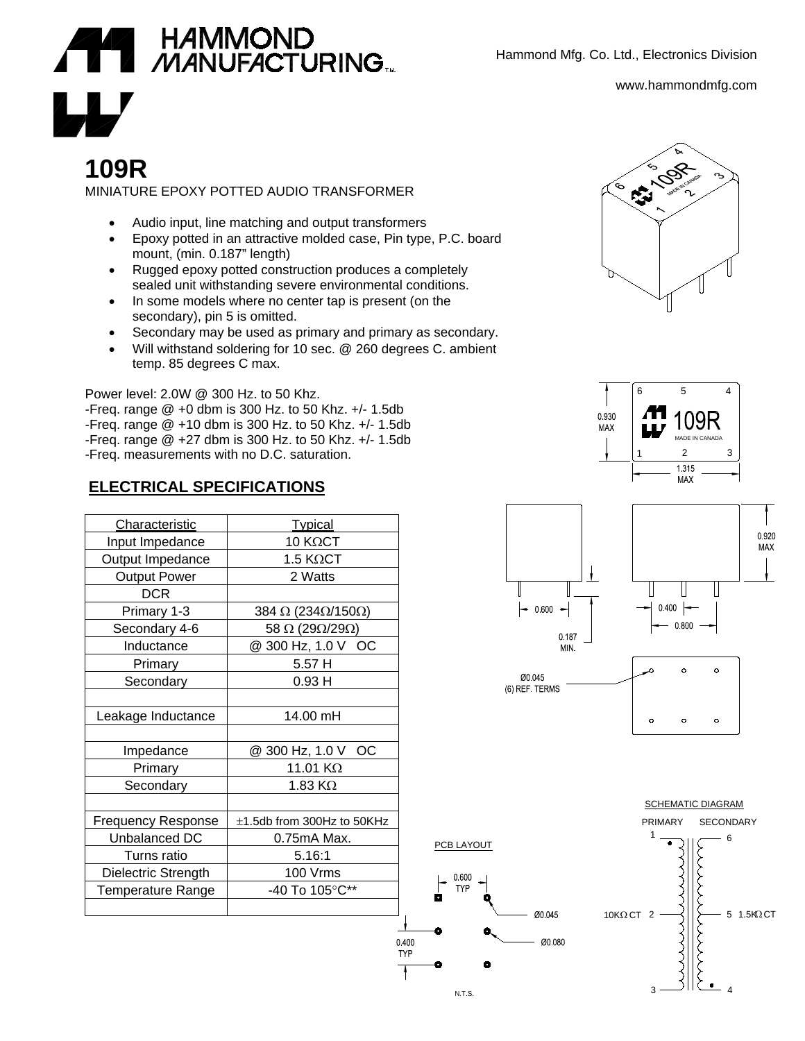HAMMOND MANUFACTURING™

Hammond Mfg. Co. Ltd., Electronics Division

www.hammondmfg.com

# 109R

MINIATURE EPOXY POTTED AUDIO TRANSFORMER

- Audio input, line matching and output transformers
- Epoxy potted in an attractive molded case, Pin type, P.C. board mount, (min. 0.187" length)
- Rugged epoxy potted construction produces a completely sealed unit withstanding severe environmental conditions.
- In some models where no center tap is present (on the secondary), pin 5 is omitted.
- Secondary may be used as primary and primary as secondary.
- Will withstand soldering for 10 sec. @ 260 degrees C. ambient temp. 85 degrees C max.

Power level: 2.0W @ 300 Hz. to 50 Khz.
-Freq. range @ +0 dbm is 300 Hz. to 50 Khz. +/- 1.5db
-Freq. range @ +10 dbm is 300 Hz. to 50 Khz. +/- 1.5db
-Freq. range @ +27 dbm is 300 Hz. to 50 Khz. +/- 1.5db
-Freq. measurements with no D.C. saturation.

## ELECTRICAL SPECIFICATIONS

| Characteristic | Typical |
|---|---|
| Input Impedance | 10 KΩCT |
| Output Impedance | 1.5 KΩCT |
| Output Power | 2 Watts |
| DCR | |
| Primary 1-3 | 384 Ω (234Ω/150Ω) |
| Secondary 4-6 | 58 Ω (29Ω/29Ω) |
| Inductance | @ 300 Hz, 1.0 V OC |
| Primary | 5.57 H |
| Secondary | 0.93 H |
| | |
| Leakage Inductance | 14.00 mH |
| | |
| Impedance | @ 300 Hz, 1.0 V OC |
| Primary | 11.01 KΩ |
| Secondary | 1.83 KΩ |
| | |
| Frequency Response | ±1.5db from 300Hz to 50KHz |
| Unbalanced DC | 0.75mA Max. |
| Turns ratio | 5.16:1 |
| Dielectric Strength | 100 Vrms |
| Temperature Range | -40 To 105°C** |
| | |

0.930 MAX
1.315 MAX
0.920 MAX
0.600
0.187 MIN.
0.400
0.800
Ø0.045 (6) REF. TERMS

PCB LAYOUT

0.600 TYP
0.400 TYP
Ø0.045
Ø0.080
N.T.S.

SCHEMATIC DIAGRAM

PRIMARY SECONDARY
1, 2 (10KΩ CT), 3 — 6, 5 (1.5KΩ CT), 4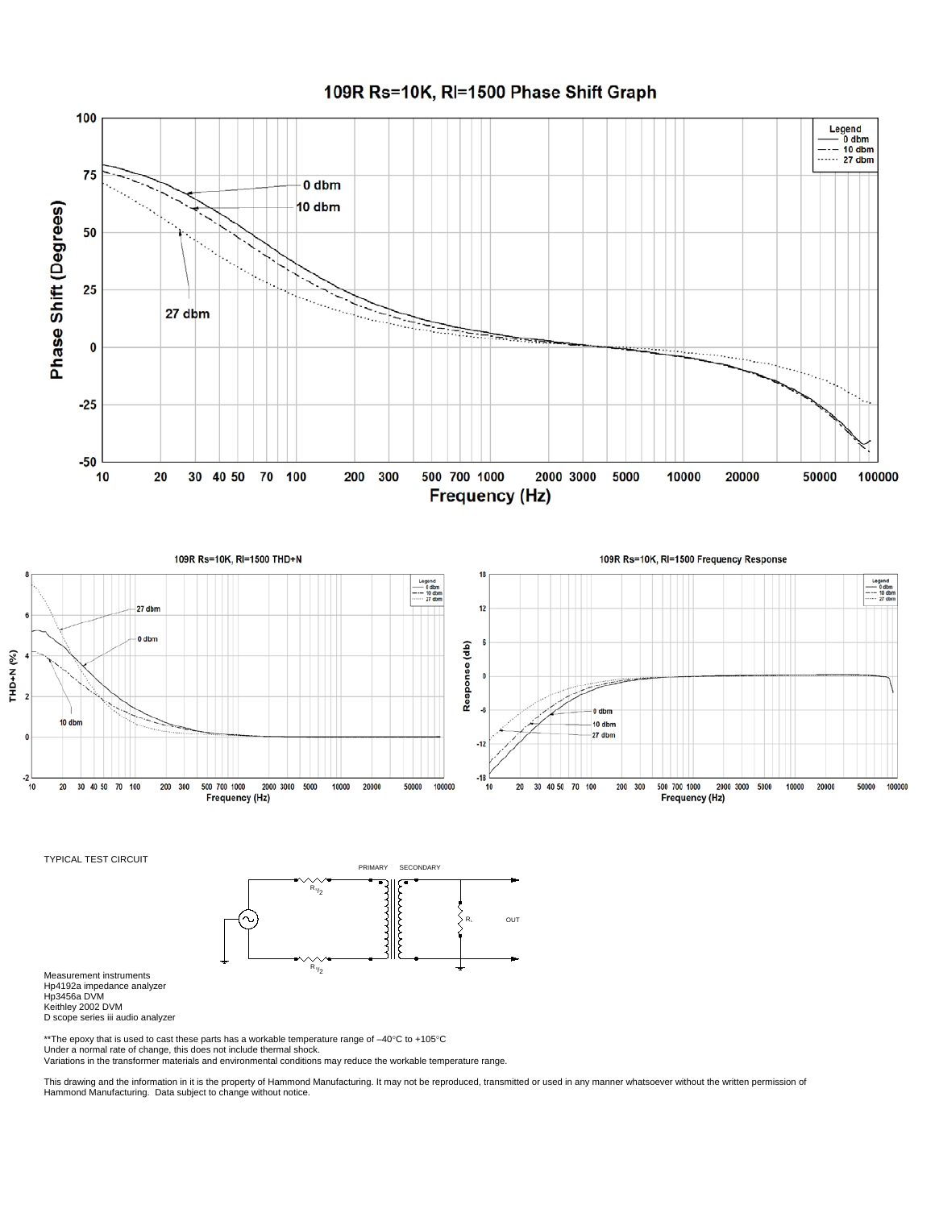109R Rs=10K, Rl=1500 Phase Shift Graph

Phase Shift (Degrees)

100
75
50
25
0
-25
-50

10 20 30 40 50 70 100 200 300 500 700 1000 2000 3000 5000 10000 20000 50000 100000

Frequency (Hz)

Legend
0 dbm
10 dbm
27 dbm

0 dbm
10 dbm
27 dbm

109R Rs=10K, Rl=1500 THD+N

THD+N (%)

8
6
4
2
0
-2

10 20 30 40 50 70 100 200 300 500 700 1000 2000 3000 5000 10000 20000 50000 100000

Frequency (Hz)

Legend
0 dbm
10 dbm
27 dbm

27 dbm
0 dbm
10 dbm

109R Rs=10K, Rl=1500 Frequency Response

Response (db)

18
12
6
0
-6
-12
-18

10 20 30 40 50 70 100 200 300 500 700 1000 2000 3000 5000 10000 20000 50000 100000

Frequency (Hz)

Legend
0 dbm
10 dbm
27 dbm

0 dbm
10 dbm
27 dbm

TYPICAL TEST CIRCUIT

PRIMARY SECONDARY

$R_s/2$

$R_s/2$

$R_l$

OUT

Measurement instruments
Hp4192a impedance analyzer
Hp3456a DVM
Keithley 2002 DVM
D scope series iii audio analyzer

**The epoxy that is used to cast these parts has a workable temperature range of –40°C to +105°C
Under a normal rate of change, this does not include thermal shock.
Variations in the transformer materials and environmental conditions may reduce the workable temperature range.

This drawing and the information in it is the property of Hammond Manufacturing. It may not be reproduced, transmitted or used in any manner whatsoever without the written permission of Hammond Manufacturing. Data subject to change without notice.